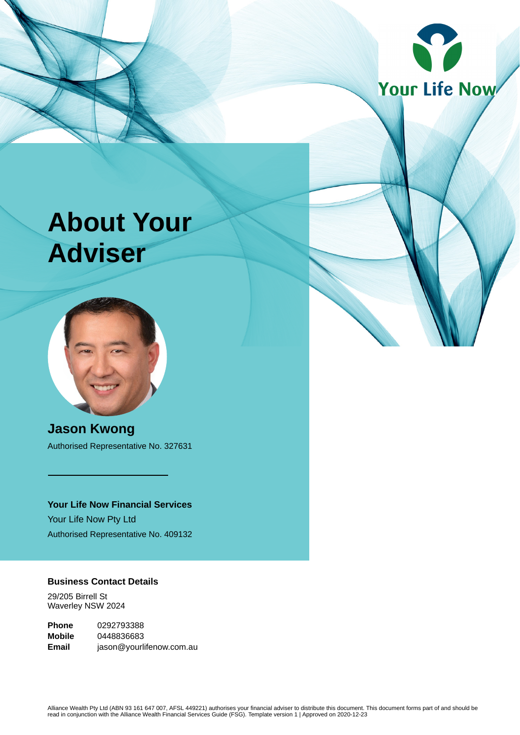Your Life Now

# About Your Adviser

## Jason Kwong

Authorised Representative No. 327631

---

**Your Life Now Financial Services**

Your Life Now Pty Ltd

Authorised Representative No. 409132

**Business Contact Details**

29/205 Birrell St
Waverley NSW 2024

| | |
|---|---|
| **Phone** | 0292793388 |
| **Mobile** | 0448836683 |
| **Email** | jason@yourlifenow.com.au |

Alliance Wealth Pty Ltd (ABN 93 161 647 007, AFSL 449221) authorises your financial adviser to distribute this document. This document forms part of and should be read in conjunction with the Alliance Wealth Financial Services Guide (FSG). Template version 1 | Approved on 2020-12-23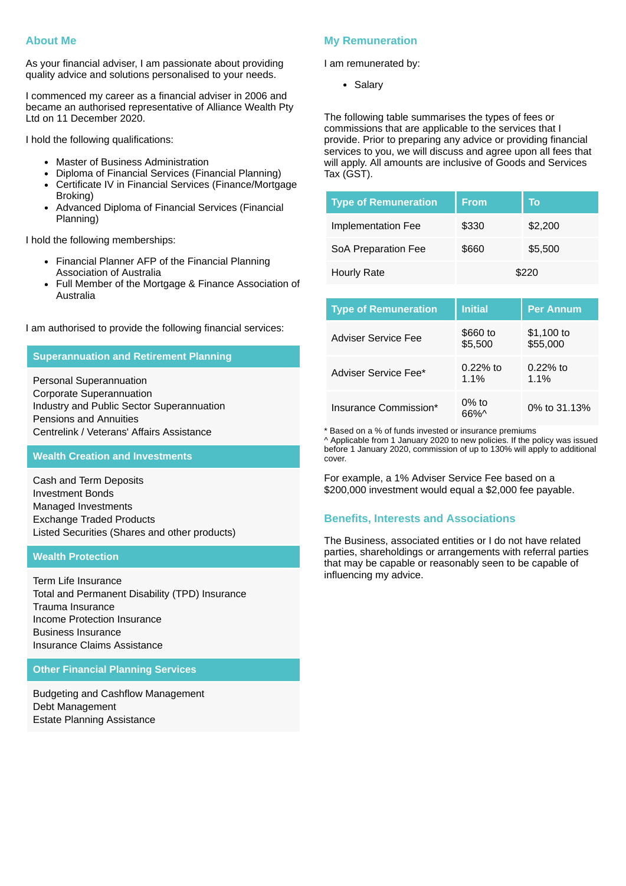## About Me

As your financial adviser, I am passionate about providing quality advice and solutions personalised to your needs.

I commenced my career as a financial adviser in 2006 and became an authorised representative of Alliance Wealth Pty Ltd on 11 December 2020.

I hold the following qualifications:

- Master of Business Administration
- Diploma of Financial Services (Financial Planning)
- Certificate IV in Financial Services (Finance/Mortgage Broking)
- Advanced Diploma of Financial Services (Financial Planning)

I hold the following memberships:

- Financial Planner AFP of the Financial Planning Association of Australia
- Full Member of the Mortgage & Finance Association of Australia

I am authorised to provide the following financial services:

| Superannuation and Retirement Planning |
|---|
| Personal Superannuation<br>Corporate Superannuation<br>Industry and Public Sector Superannuation<br>Pensions and Annuities<br>Centrelink / Veterans' Affairs Assistance |

| Wealth Creation and Investments |
|---|
| Cash and Term Deposits<br>Investment Bonds<br>Managed Investments<br>Exchange Traded Products<br>Listed Securities (Shares and other products) |

| Wealth Protection |
|---|
| Term Life Insurance<br>Total and Permanent Disability (TPD) Insurance<br>Trauma Insurance<br>Income Protection Insurance<br>Business Insurance<br>Insurance Claims Assistance |

| Other Financial Planning Services |
|---|
| Budgeting and Cashflow Management<br>Debt Management<br>Estate Planning Assistance |

## My Remuneration

I am remunerated by:

- Salary

The following table summarises the types of fees or commissions that are applicable to the services that I provide. Prior to preparing any advice or providing financial services to you, we will discuss and agree upon all fees that will apply. All amounts are inclusive of Goods and Services Tax (GST).

| Type of Remuneration | From | To |
|---|---|---|
| Implementation Fee | $330 | $2,200 |
| SoA Preparation Fee | $660 | $5,500 |
| Hourly Rate | $220 | |

| Type of Remuneration | Initial | Per Annum |
|---|---|---|
| Adviser Service Fee | $660 to $5,500 | $1,100 to $55,000 |
| Adviser Service Fee* | 0.22% to 1.1% | 0.22% to 1.1% |
| Insurance Commission* | 0% to 66%^ | 0% to 31.13% |

\* Based on a % of funds invested or insurance premiums
^ Applicable from 1 January 2020 to new policies. If the policy was issued before 1 January 2020, commission of up to 130% will apply to additional cover.

For example, a 1% Adviser Service Fee based on a $200,000 investment would equal a $2,000 fee payable.

## Benefits, Interests and Associations

The Business, associated entities or I do not have related parties, shareholdings or arrangements with referral parties that may be capable or reasonably seen to be capable of influencing my advice.